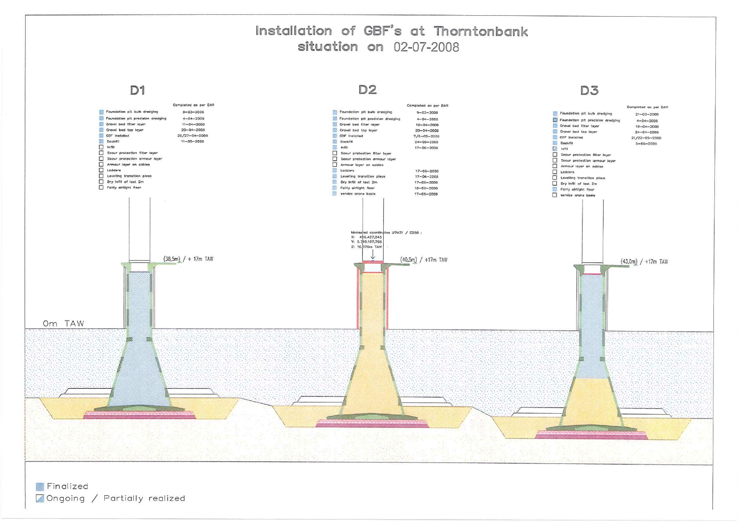# Installation of GBF's at Thorntonbank
## situation on 02-07-2008

### D1

| | Completed as per DAR |
|---|---|
| Foundation pit bulk dredging | 8–03–2008 |
| Foundation pit precision dredging | 4–04–2008 |
| Gravel bed filter layer | 11–04–2008 |
| Gravel bed top layer | 20–04–2008 |
| GBF installed | 26/27–04–2008 |
| Backfill | 11–05–2008 |
| Infill | |
| Scour protection filter layer | |
| Scour protection armour layer | |
| Armour layer on cables | |
| Ladders | |
| Levelling transition piece | |
| Dry infill of last 2m | |
| Fairly airtight floor | |

(38,5m) / + 17m TAW

### D2

| | Completed as per DAR |
|---|---|
| Foundation pit bulk dredging | 9–03–2008 |
| Foundation pit precision dredging | 4–04–2008 |
| Gravel bed filter layer | 12–04–2008 |
| Gravel bed top layer | 20–04–2008 |
| GBF installed | 7/8–05–2008 |
| Backfill | 24–05–2008 |
| Infill | 17–06–2008 |
| Scour protection filter layer | |
| Scour protection armour layer | |
| Armour layer on cables | |
| Ladders | 17–06–2008 |
| Levelling transition piece | 17–06–2008 |
| Dry infill of last 2m | 17–06–2008 |
| Fairly airtight floor | 18–06–2008 |
| service crane basis | 17–06–2008 |

Measured coordinates UTM31 / ED50 :
X: 496.427,043
Y: 5.710.167,788
Z: 16,976m TAW

(40,5m) / +17m TAW

### D3

| | Completed as per DAR |
|---|---|
| Foundation pit bulk dredging | 21–03–2008 |
| Foundation pit precision dredging | 4–04–2008 |
| Gravel bed filter layer | 19–04–2008 |
| Gravel bed top layer | 24–04–2008 |
| GBF installed | 21/22–05–2008 |
| Backfill | 5–06–2008 |
| Infill | |
| Scour protection filter layer | |
| Scour protection armour layer | |
| Armour layer on cables | |
| Ladders | |
| Levelling transition piece | |
| Dry infill of last 2m | |
| Fairly airtight floor | |
| service crane basis | |

(43,0m) / +17m TAW

0m TAW

Finalized
Ongoing / Partially realized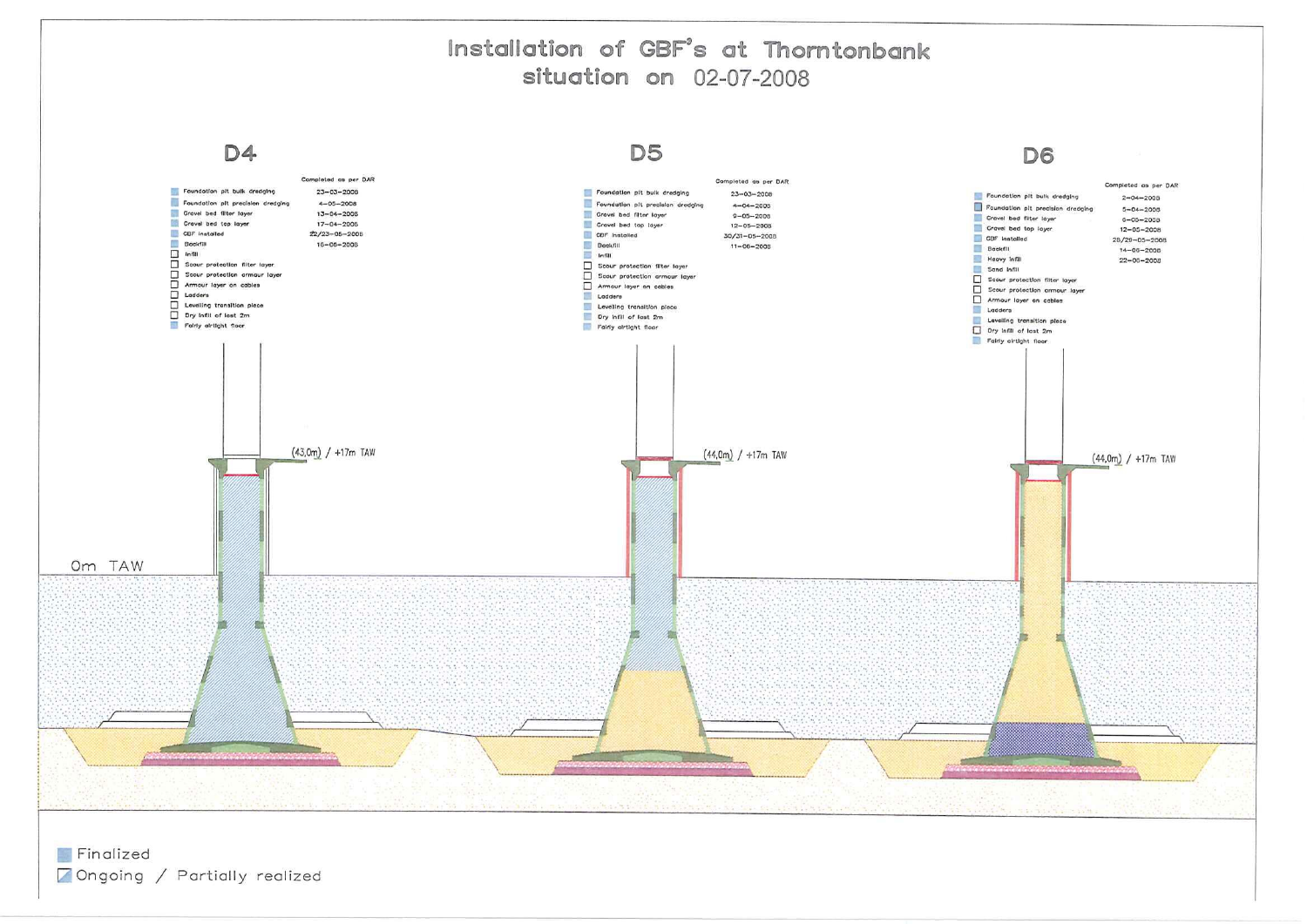# Installation of GBF's at Thorntonbank situation on 02-07-2008

## D4

| | Completed as per DAR |
|---|---|
| Foundation pit bulk dredging | 23-03-2008 |
| Foundation pit precision dredging | 4-05-2008 |
| Gravel bed filter layer | 13-04-2008 |
| Gravel bed top layer | 17-04-2008 |
| GBF installed | 22/23-05-2008 |
| Backfill | 15-06-2008 |
| Infill | |
| Scour protection filter layer | |
| Scour protection armour layer | |
| Armour layer on cables | |
| Ladders | |
| Levelling transition piece | |
| Dry infill of last 2m | |
| Fairly airtight floor | |

(43,0m) / +17m TAW

## D5

| | Completed as per DAR |
|---|---|
| Foundation pit bulk dredging | 23-03-2008 |
| Foundation pit precision dredging | 4-04-2008 |
| Gravel bed filter layer | 9-05-2008 |
| Gravel bed top layer | 12-05-2008 |
| GBF installed | 30/31-05-2008 |
| Backfill | 11-06-2008 |
| Infill | |
| Scour protection filter layer | |
| Scour protection armour layer | |
| Armour layer on cables | |
| Ladders | |
| Levelling transition piece | |
| Dry infill of last 2m | |
| Fairly airtight floor | |

(44,0m) / +17m TAW

## D6

| | Completed as per DAR |
|---|---|
| Foundation pit bulk dredging | 2-04-2008 |
| Foundation pit precision dredging | 5-04-2008 |
| Gravel bed filter layer | 9-05-2008 |
| Gravel bed top layer | 12-05-2008 |
| GBF installed | 28/29-05-2008 |
| Backfill | 14-06-2008 |
| Heavy infill | 22-06-2008 |
| Sand infill | |
| Scour protection filter layer | |
| Scour protection armour layer | |
| Armour layer on cables | |
| Ladders | |
| Levelling transition piece | |
| Dry infill of last 2m | |
| Fairly airtight floor | |

(44,0m) / +17m TAW

0m TAW

Finalized

Ongoing / Partially realized